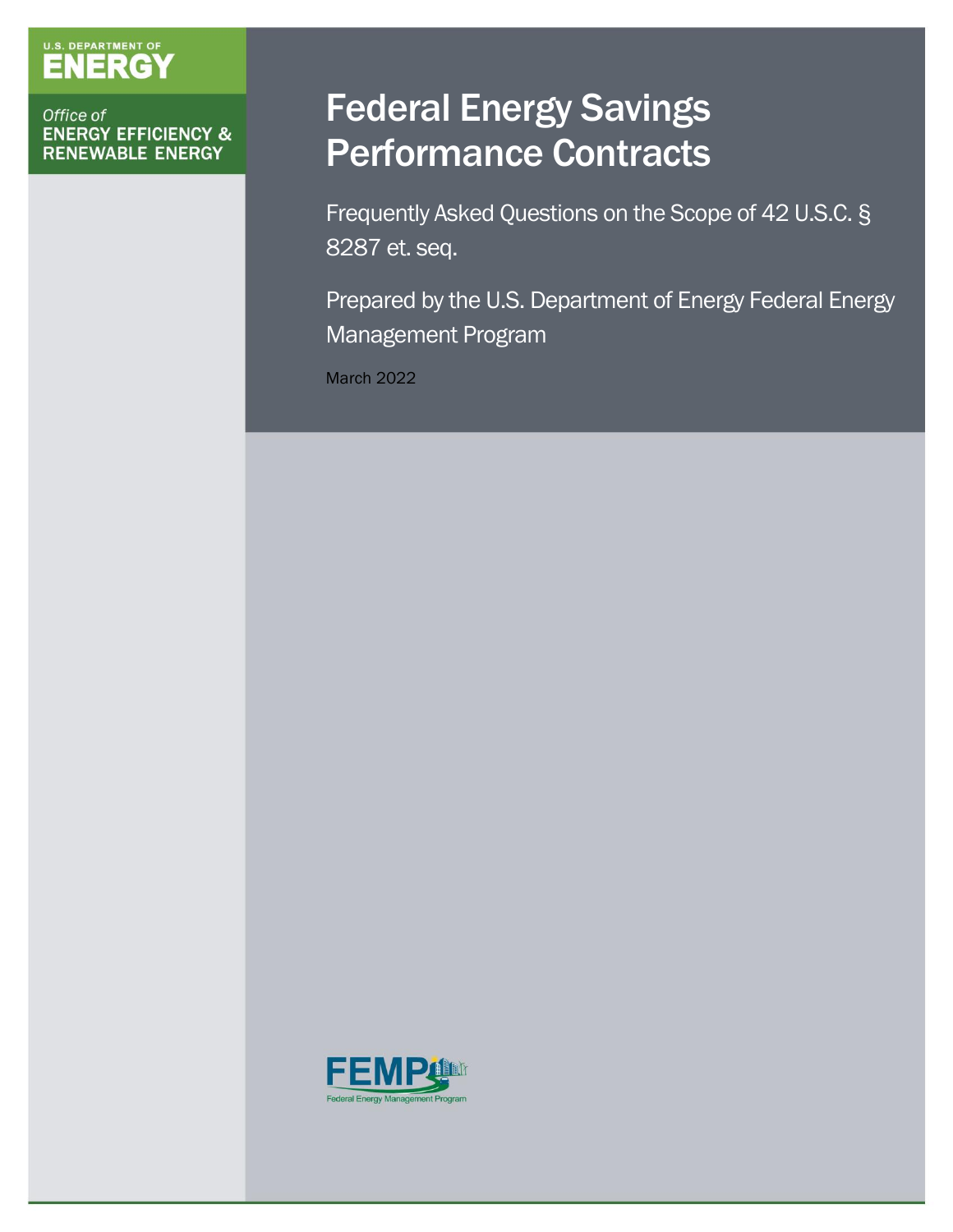U.S. DEPARTMENT OF **ENERGY**

Office of
**ENERGY EFFICIENCY & RENEWABLE ENERGY**

# Federal Energy Savings Performance Contracts

Frequently Asked Questions on the Scope of 42 U.S.C. § 8287 et. seq.

Prepared by the U.S. Department of Energy Federal Energy Management Program

March 2022

FEMP
Federal Energy Management Program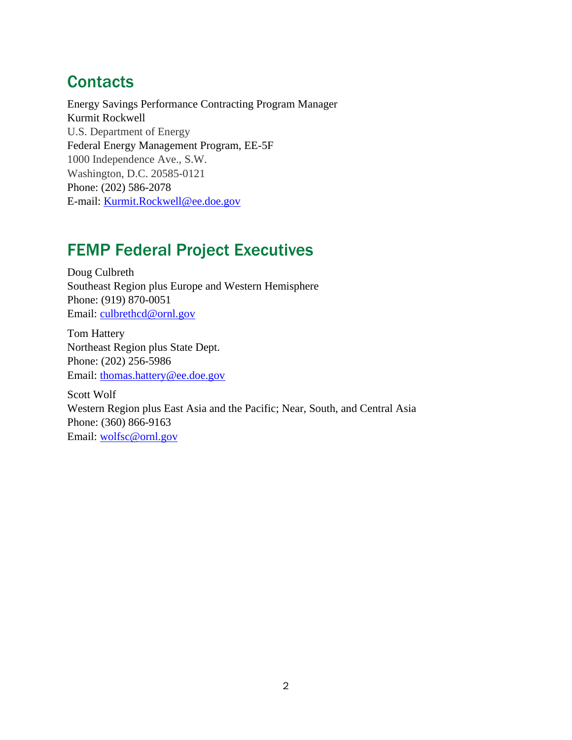## Contacts

Energy Savings Performance Contracting Program Manager
Kurmit Rockwell
U.S. Department of Energy
Federal Energy Management Program, EE-5F
1000 Independence Ave., S.W.
Washington, D.C. 20585-0121
Phone: (202) 586-2078
E-mail: [Kurmit.Rockwell@ee.doe.gov](mailto:Kurmit.Rockwell@ee.doe.gov)

## FEMP Federal Project Executives

Doug Culbreth
Southeast Region plus Europe and Western Hemisphere
Phone: (919) 870-0051
Email: [culbrethcd@ornl.gov](mailto:culbrethcd@ornl.gov)

Tom Hattery
Northeast Region plus State Dept.
Phone: (202) 256-5986
Email: [thomas.hattery@ee.doe.gov](mailto:thomas.hattery@ee.doe.gov)

Scott Wolf
Western Region plus East Asia and the Pacific; Near, South, and Central Asia
Phone: (360) 866-9163
Email: [wolfsc@ornl.gov](mailto:wolfsc@ornl.gov)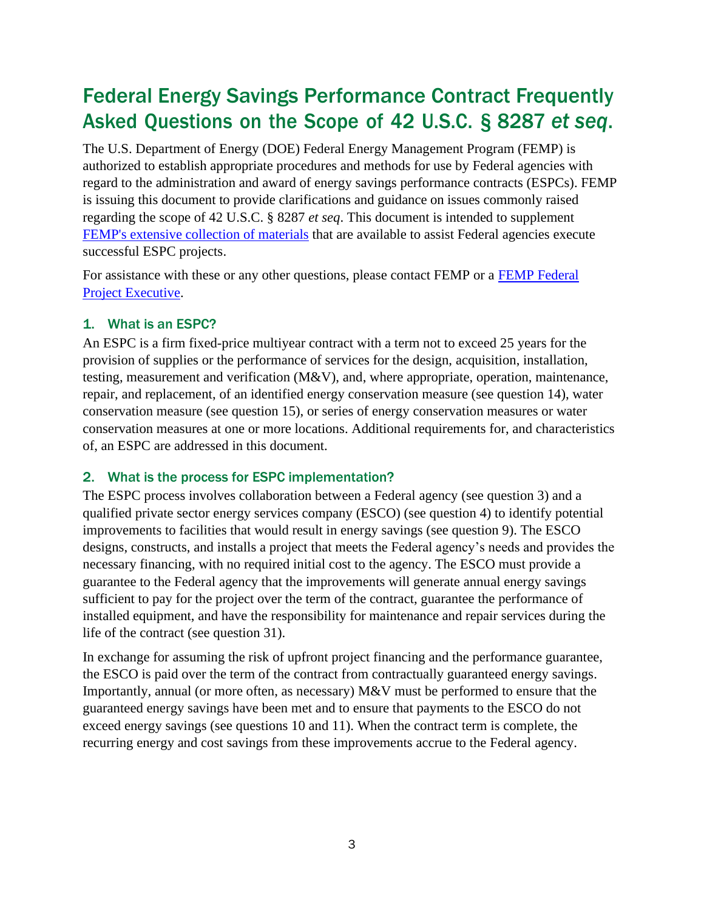# Federal Energy Savings Performance Contract Frequently Asked Questions on the Scope of 42 U.S.C. § 8287 *et seq*.

The U.S. Department of Energy (DOE) Federal Energy Management Program (FEMP) is authorized to establish appropriate procedures and methods for use by Federal agencies with regard to the administration and award of energy savings performance contracts (ESPCs). FEMP is issuing this document to provide clarifications and guidance on issues commonly raised regarding the scope of 42 U.S.C. § 8287 *et seq*. This document is intended to supplement [FEMP's extensive collection of materials]() that are available to assist Federal agencies execute successful ESPC projects.

For assistance with these or any other questions, please contact FEMP or a [FEMP Federal Project Executive]().

### 1. What is an ESPC?

An ESPC is a firm fixed-price multiyear contract with a term not to exceed 25 years for the provision of supplies or the performance of services for the design, acquisition, installation, testing, measurement and verification (M&V), and, where appropriate, operation, maintenance, repair, and replacement, of an identified energy conservation measure (see question 14), water conservation measure (see question 15), or series of energy conservation measures or water conservation measures at one or more locations. Additional requirements for, and characteristics of, an ESPC are addressed in this document.

### 2. What is the process for ESPC implementation?

The ESPC process involves collaboration between a Federal agency (see question 3) and a qualified private sector energy services company (ESCO) (see question 4) to identify potential improvements to facilities that would result in energy savings (see question 9). The ESCO designs, constructs, and installs a project that meets the Federal agency's needs and provides the necessary financing, with no required initial cost to the agency. The ESCO must provide a guarantee to the Federal agency that the improvements will generate annual energy savings sufficient to pay for the project over the term of the contract, guarantee the performance of installed equipment, and have the responsibility for maintenance and repair services during the life of the contract (see question 31).

In exchange for assuming the risk of upfront project financing and the performance guarantee, the ESCO is paid over the term of the contract from contractually guaranteed energy savings. Importantly, annual (or more often, as necessary) M&V must be performed to ensure that the guaranteed energy savings have been met and to ensure that payments to the ESCO do not exceed energy savings (see questions 10 and 11). When the contract term is complete, the recurring energy and cost savings from these improvements accrue to the Federal agency.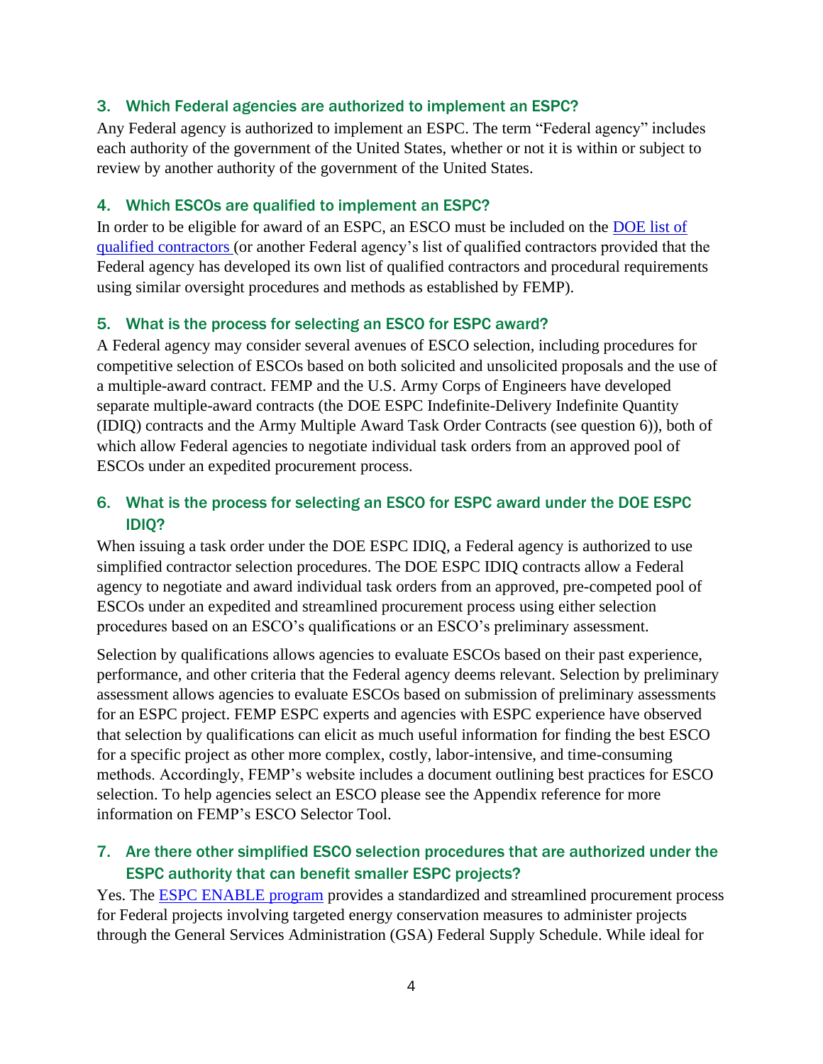### 3. Which Federal agencies are authorized to implement an ESPC?

Any Federal agency is authorized to implement an ESPC. The term "Federal agency" includes each authority of the government of the United States, whether or not it is within or subject to review by another authority of the government of the United States.

### 4. Which ESCOs are qualified to implement an ESPC?

In order to be eligible for award of an ESPC, an ESCO must be included on the [DOE list of qualified contractors](#) (or another Federal agency's list of qualified contractors provided that the Federal agency has developed its own list of qualified contractors and procedural requirements using similar oversight procedures and methods as established by FEMP).

### 5. What is the process for selecting an ESCO for ESPC award?

A Federal agency may consider several avenues of ESCO selection, including procedures for competitive selection of ESCOs based on both solicited and unsolicited proposals and the use of a multiple-award contract. FEMP and the U.S. Army Corps of Engineers have developed separate multiple-award contracts (the DOE ESPC Indefinite-Delivery Indefinite Quantity (IDIQ) contracts and the Army Multiple Award Task Order Contracts (see question 6)), both of which allow Federal agencies to negotiate individual task orders from an approved pool of ESCOs under an expedited procurement process.

### 6. What is the process for selecting an ESCO for ESPC award under the DOE ESPC IDIQ?

When issuing a task order under the DOE ESPC IDIQ, a Federal agency is authorized to use simplified contractor selection procedures. The DOE ESPC IDIQ contracts allow a Federal agency to negotiate and award individual task orders from an approved, pre-competed pool of ESCOs under an expedited and streamlined procurement process using either selection procedures based on an ESCO's qualifications or an ESCO's preliminary assessment.

Selection by qualifications allows agencies to evaluate ESCOs based on their past experience, performance, and other criteria that the Federal agency deems relevant. Selection by preliminary assessment allows agencies to evaluate ESCOs based on submission of preliminary assessments for an ESPC project. FEMP ESPC experts and agencies with ESPC experience have observed that selection by qualifications can elicit as much useful information for finding the best ESCO for a specific project as other more complex, costly, labor-intensive, and time-consuming methods. Accordingly, FEMP's website includes a document outlining best practices for ESCO selection. To help agencies select an ESCO please see the Appendix reference for more information on FEMP's ESCO Selector Tool.

### 7. Are there other simplified ESCO selection procedures that are authorized under the ESPC authority that can benefit smaller ESPC projects?

Yes. The [ESPC ENABLE program](#) provides a standardized and streamlined procurement process for Federal projects involving targeted energy conservation measures to administer projects through the General Services Administration (GSA) Federal Supply Schedule. While ideal for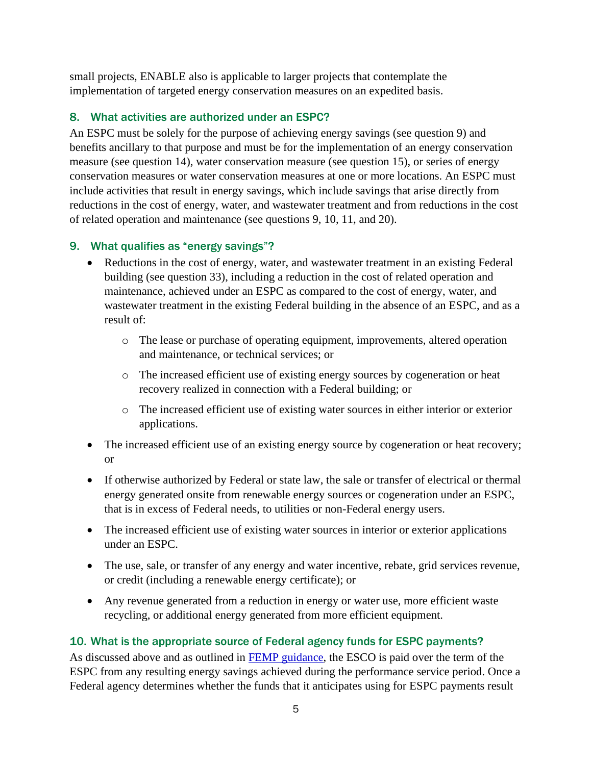small projects, ENABLE also is applicable to larger projects that contemplate the implementation of targeted energy conservation measures on an expedited basis.

### 8. What activities are authorized under an ESPC?

An ESPC must be solely for the purpose of achieving energy savings (see question 9) and benefits ancillary to that purpose and must be for the implementation of an energy conservation measure (see question 14), water conservation measure (see question 15), or series of energy conservation measures or water conservation measures at one or more locations. An ESPC must include activities that result in energy savings, which include savings that arise directly from reductions in the cost of energy, water, and wastewater treatment and from reductions in the cost of related operation and maintenance (see questions 9, 10, 11, and 20).

### 9. What qualifies as "energy savings"?

- Reductions in the cost of energy, water, and wastewater treatment in an existing Federal building (see question 33), including a reduction in the cost of related operation and maintenance, achieved under an ESPC as compared to the cost of energy, water, and wastewater treatment in the existing Federal building in the absence of an ESPC, and as a result of:
    - The lease or purchase of operating equipment, improvements, altered operation and maintenance, or technical services; or
    - The increased efficient use of existing energy sources by cogeneration or heat recovery realized in connection with a Federal building; or
    - The increased efficient use of existing water sources in either interior or exterior applications.
- The increased efficient use of an existing energy source by cogeneration or heat recovery; or
- If otherwise authorized by Federal or state law, the sale or transfer of electrical or thermal energy generated onsite from renewable energy sources or cogeneration under an ESPC, that is in excess of Federal needs, to utilities or non-Federal energy users.
- The increased efficient use of existing water sources in interior or exterior applications under an ESPC.
- The use, sale, or transfer of any energy and water incentive, rebate, grid services revenue, or credit (including a renewable energy certificate); or
- Any revenue generated from a reduction in energy or water use, more efficient waste recycling, or additional energy generated from more efficient equipment.

### 10. What is the appropriate source of Federal agency funds for ESPC payments?

As discussed above and as outlined in [FEMP guidance](), the ESCO is paid over the term of the ESPC from any resulting energy savings achieved during the performance service period. Once a Federal agency determines whether the funds that it anticipates using for ESPC payments result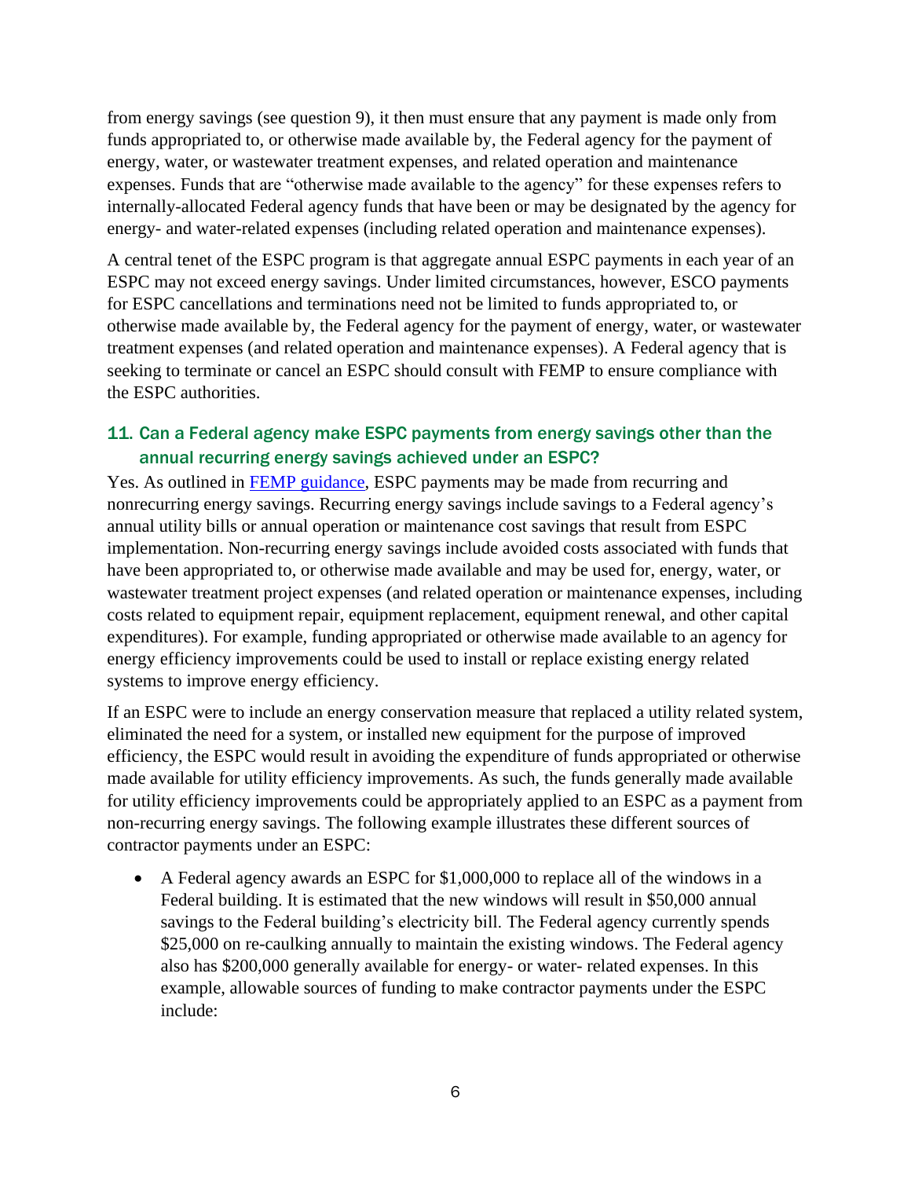from energy savings (see question 9), it then must ensure that any payment is made only from funds appropriated to, or otherwise made available by, the Federal agency for the payment of energy, water, or wastewater treatment expenses, and related operation and maintenance expenses. Funds that are "otherwise made available to the agency" for these expenses refers to internally-allocated Federal agency funds that have been or may be designated by the agency for energy- and water-related expenses (including related operation and maintenance expenses).

A central tenet of the ESPC program is that aggregate annual ESPC payments in each year of an ESPC may not exceed energy savings. Under limited circumstances, however, ESCO payments for ESPC cancellations and terminations need not be limited to funds appropriated to, or otherwise made available by, the Federal agency for the payment of energy, water, or wastewater treatment expenses (and related operation and maintenance expenses). A Federal agency that is seeking to terminate or cancel an ESPC should consult with FEMP to ensure compliance with the ESPC authorities.

### 11. Can a Federal agency make ESPC payments from energy savings other than the annual recurring energy savings achieved under an ESPC?

Yes. As outlined in FEMP guidance, ESPC payments may be made from recurring and nonrecurring energy savings. Recurring energy savings include savings to a Federal agency's annual utility bills or annual operation or maintenance cost savings that result from ESPC implementation. Non-recurring energy savings include avoided costs associated with funds that have been appropriated to, or otherwise made available and may be used for, energy, water, or wastewater treatment project expenses (and related operation or maintenance expenses, including costs related to equipment repair, equipment replacement, equipment renewal, and other capital expenditures). For example, funding appropriated or otherwise made available to an agency for energy efficiency improvements could be used to install or replace existing energy related systems to improve energy efficiency.

If an ESPC were to include an energy conservation measure that replaced a utility related system, eliminated the need for a system, or installed new equipment for the purpose of improved efficiency, the ESPC would result in avoiding the expenditure of funds appropriated or otherwise made available for utility efficiency improvements. As such, the funds generally made available for utility efficiency improvements could be appropriately applied to an ESPC as a payment from non-recurring energy savings. The following example illustrates these different sources of contractor payments under an ESPC:

- A Federal agency awards an ESPC for $1,000,000 to replace all of the windows in a Federal building. It is estimated that the new windows will result in $50,000 annual savings to the Federal building's electricity bill. The Federal agency currently spends $25,000 on re-caulking annually to maintain the existing windows. The Federal agency also has $200,000 generally available for energy- or water- related expenses. In this example, allowable sources of funding to make contractor payments under the ESPC include: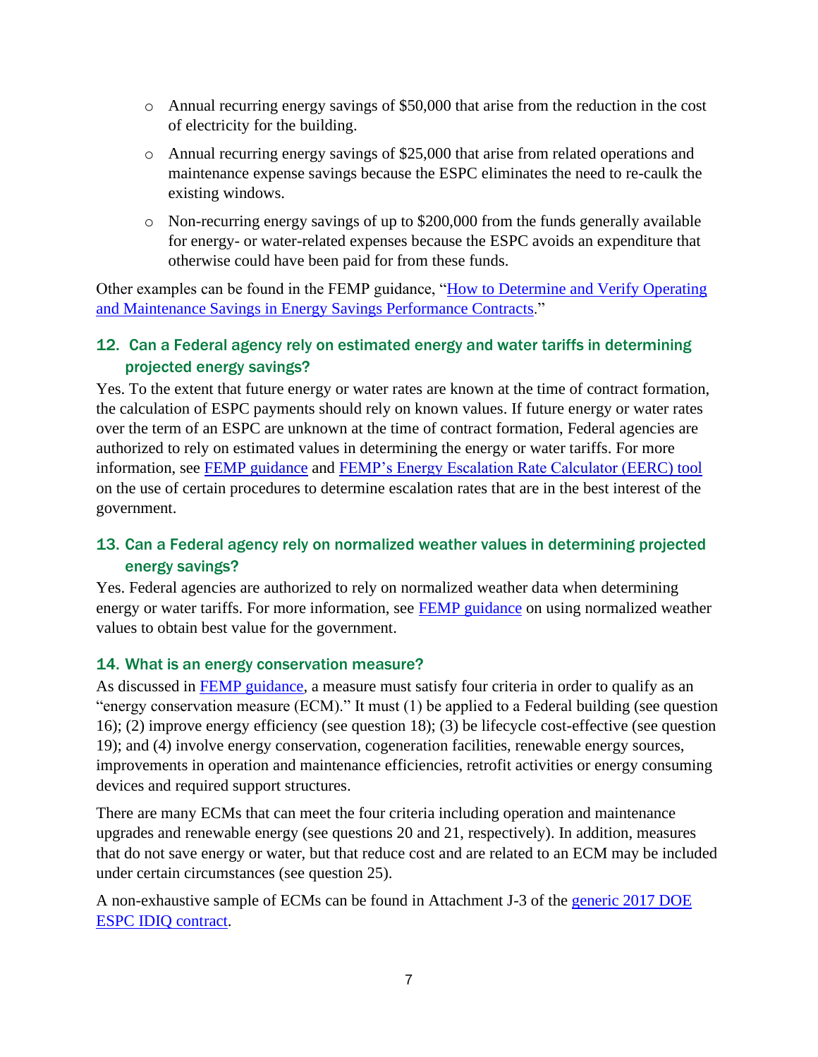- Annual recurring energy savings of $50,000 that arise from the reduction in the cost of electricity for the building.
- Annual recurring energy savings of $25,000 that arise from related operations and maintenance expense savings because the ESPC eliminates the need to re-caulk the existing windows.
- Non-recurring energy savings of up to $200,000 from the funds generally available for energy- or water-related expenses because the ESPC avoids an expenditure that otherwise could have been paid for from these funds.

Other examples can be found in the FEMP guidance, "How to Determine and Verify Operating and Maintenance Savings in Energy Savings Performance Contracts."

### 12. Can a Federal agency rely on estimated energy and water tariffs in determining projected energy savings?

Yes. To the extent that future energy or water rates are known at the time of contract formation, the calculation of ESPC payments should rely on known values. If future energy or water rates over the term of an ESPC are unknown at the time of contract formation, Federal agencies are authorized to rely on estimated values in determining the energy or water tariffs. For more information, see FEMP guidance and FEMP's Energy Escalation Rate Calculator (EERC) tool on the use of certain procedures to determine escalation rates that are in the best interest of the government.

### 13. Can a Federal agency rely on normalized weather values in determining projected energy savings?

Yes. Federal agencies are authorized to rely on normalized weather data when determining energy or water tariffs. For more information, see FEMP guidance on using normalized weather values to obtain best value for the government.

### 14. What is an energy conservation measure?

As discussed in FEMP guidance, a measure must satisfy four criteria in order to qualify as an "energy conservation measure (ECM)." It must (1) be applied to a Federal building (see question 16); (2) improve energy efficiency (see question 18); (3) be lifecycle cost-effective (see question 19); and (4) involve energy conservation, cogeneration facilities, renewable energy sources, improvements in operation and maintenance efficiencies, retrofit activities or energy consuming devices and required support structures.

There are many ECMs that can meet the four criteria including operation and maintenance upgrades and renewable energy (see questions 20 and 21, respectively). In addition, measures that do not save energy or water, but that reduce cost and are related to an ECM may be included under certain circumstances (see question 25).

A non-exhaustive sample of ECMs can be found in Attachment J-3 of the generic 2017 DOE ESPC IDIQ contract.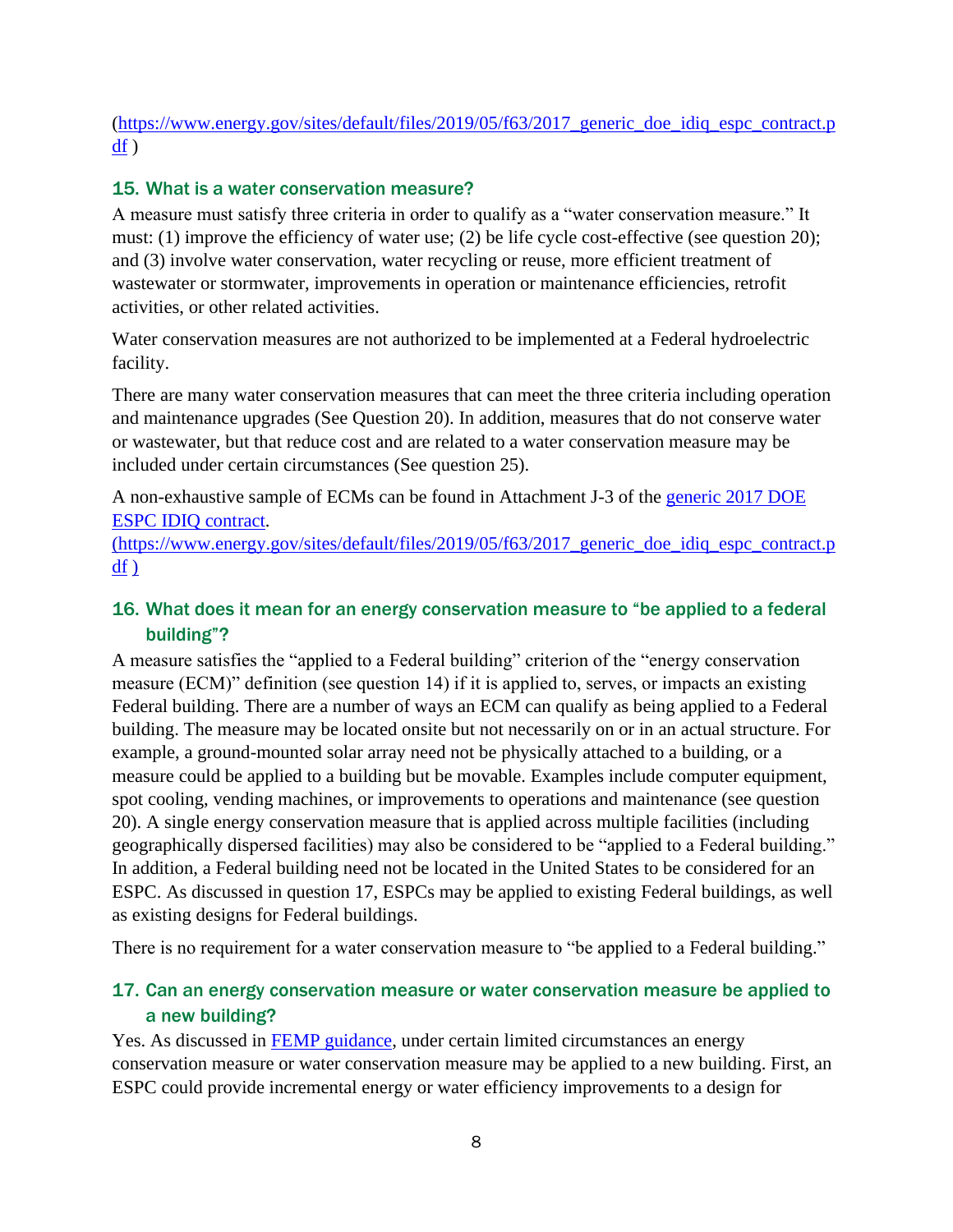(https://www.energy.gov/sites/default/files/2019/05/f63/2017_generic_doe_idiq_espc_contract.pdf )

### 15. What is a water conservation measure?

A measure must satisfy three criteria in order to qualify as a "water conservation measure." It must: (1) improve the efficiency of water use; (2) be life cycle cost-effective (see question 20); and (3) involve water conservation, water recycling or reuse, more efficient treatment of wastewater or stormwater, improvements in operation or maintenance efficiencies, retrofit activities, or other related activities.

Water conservation measures are not authorized to be implemented at a Federal hydroelectric facility.

There are many water conservation measures that can meet the three criteria including operation and maintenance upgrades (See Question 20). In addition, measures that do not conserve water or wastewater, but that reduce cost and are related to a water conservation measure may be included under certain circumstances (See question 25).

A non-exhaustive sample of ECMs can be found in Attachment J-3 of the [generic 2017 DOE ESPC IDIQ contract](https://www.energy.gov/sites/default/files/2019/05/f63/2017_generic_doe_idiq_espc_contract.pdf).
(https://www.energy.gov/sites/default/files/2019/05/f63/2017_generic_doe_idiq_espc_contract.pdf )

### 16. What does it mean for an energy conservation measure to "be applied to a federal building"?

A measure satisfies the "applied to a Federal building" criterion of the "energy conservation measure (ECM)" definition (see question 14) if it is applied to, serves, or impacts an existing Federal building. There are a number of ways an ECM can qualify as being applied to a Federal building. The measure may be located onsite but not necessarily on or in an actual structure. For example, a ground-mounted solar array need not be physically attached to a building, or a measure could be applied to a building but be movable. Examples include computer equipment, spot cooling, vending machines, or improvements to operations and maintenance (see question 20). A single energy conservation measure that is applied across multiple facilities (including geographically dispersed facilities) may also be considered to be "applied to a Federal building." In addition, a Federal building need not be located in the United States to be considered for an ESPC. As discussed in question 17, ESPCs may be applied to existing Federal buildings, as well as existing designs for Federal buildings.

There is no requirement for a water conservation measure to "be applied to a Federal building."

### 17. Can an energy conservation measure or water conservation measure be applied to a new building?

Yes. As discussed in FEMP guidance, under certain limited circumstances an energy conservation measure or water conservation measure may be applied to a new building. First, an ESPC could provide incremental energy or water efficiency improvements to a design for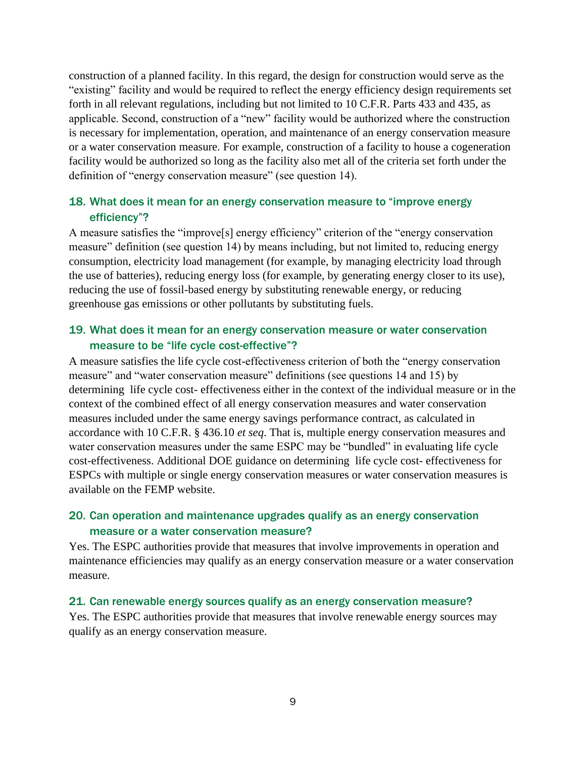construction of a planned facility. In this regard, the design for construction would serve as the "existing" facility and would be required to reflect the energy efficiency design requirements set forth in all relevant regulations, including but not limited to 10 C.F.R. Parts 433 and 435, as applicable. Second, construction of a "new" facility would be authorized where the construction is necessary for implementation, operation, and maintenance of an energy conservation measure or a water conservation measure. For example, construction of a facility to house a cogeneration facility would be authorized so long as the facility also met all of the criteria set forth under the definition of "energy conservation measure" (see question 14).

### 18. What does it mean for an energy conservation measure to "improve energy efficiency"?

A measure satisfies the "improve[s] energy efficiency" criterion of the "energy conservation measure" definition (see question 14) by means including, but not limited to, reducing energy consumption, electricity load management (for example, by managing electricity load through the use of batteries), reducing energy loss (for example, by generating energy closer to its use), reducing the use of fossil-based energy by substituting renewable energy, or reducing greenhouse gas emissions or other pollutants by substituting fuels.

### 19. What does it mean for an energy conservation measure or water conservation measure to be "life cycle cost-effective"?

A measure satisfies the life cycle cost-effectiveness criterion of both the "energy conservation measure" and "water conservation measure" definitions (see questions 14 and 15) by determining life cycle cost- effectiveness either in the context of the individual measure or in the context of the combined effect of all energy conservation measures and water conservation measures included under the same energy savings performance contract, as calculated in accordance with 10 C.F.R. § 436.10 *et seq*. That is, multiple energy conservation measures and water conservation measures under the same ESPC may be "bundled" in evaluating life cycle cost-effectiveness. Additional DOE guidance on determining life cycle cost- effectiveness for ESPCs with multiple or single energy conservation measures or water conservation measures is available on the FEMP website.

### 20. Can operation and maintenance upgrades qualify as an energy conservation measure or a water conservation measure?

Yes. The ESPC authorities provide that measures that involve improvements in operation and maintenance efficiencies may qualify as an energy conservation measure or a water conservation measure.

### 21. Can renewable energy sources qualify as an energy conservation measure?

Yes. The ESPC authorities provide that measures that involve renewable energy sources may qualify as an energy conservation measure.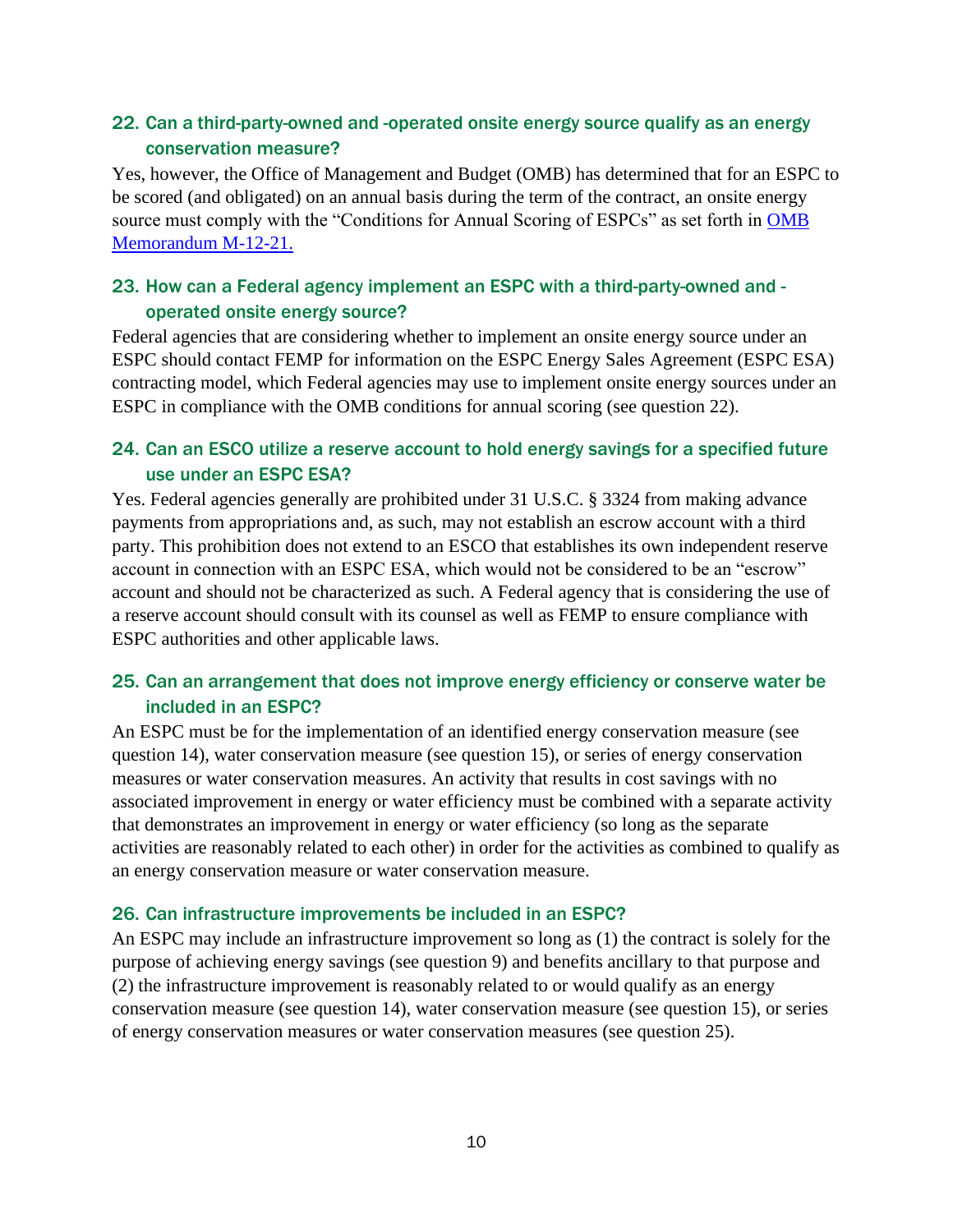### 22. Can a third-party-owned and -operated onsite energy source qualify as an energy conservation measure?

Yes, however, the Office of Management and Budget (OMB) has determined that for an ESPC to be scored (and obligated) on an annual basis during the term of the contract, an onsite energy source must comply with the "Conditions for Annual Scoring of ESPCs" as set forth in [OMB Memorandum M-12-21.]()

### 23. How can a Federal agency implement an ESPC with a third-party-owned and -operated onsite energy source?

Federal agencies that are considering whether to implement an onsite energy source under an ESPC should contact FEMP for information on the ESPC Energy Sales Agreement (ESPC ESA) contracting model, which Federal agencies may use to implement onsite energy sources under an ESPC in compliance with the OMB conditions for annual scoring (see question 22).

### 24. Can an ESCO utilize a reserve account to hold energy savings for a specified future use under an ESPC ESA?

Yes. Federal agencies generally are prohibited under 31 U.S.C. § 3324 from making advance payments from appropriations and, as such, may not establish an escrow account with a third party. This prohibition does not extend to an ESCO that establishes its own independent reserve account in connection with an ESPC ESA, which would not be considered to be an "escrow" account and should not be characterized as such. A Federal agency that is considering the use of a reserve account should consult with its counsel as well as FEMP to ensure compliance with ESPC authorities and other applicable laws.

### 25. Can an arrangement that does not improve energy efficiency or conserve water be included in an ESPC?

An ESPC must be for the implementation of an identified energy conservation measure (see question 14), water conservation measure (see question 15), or series of energy conservation measures or water conservation measures. An activity that results in cost savings with no associated improvement in energy or water efficiency must be combined with a separate activity that demonstrates an improvement in energy or water efficiency (so long as the separate activities are reasonably related to each other) in order for the activities as combined to qualify as an energy conservation measure or water conservation measure.

### 26. Can infrastructure improvements be included in an ESPC?

An ESPC may include an infrastructure improvement so long as (1) the contract is solely for the purpose of achieving energy savings (see question 9) and benefits ancillary to that purpose and (2) the infrastructure improvement is reasonably related to or would qualify as an energy conservation measure (see question 14), water conservation measure (see question 15), or series of energy conservation measures or water conservation measures (see question 25).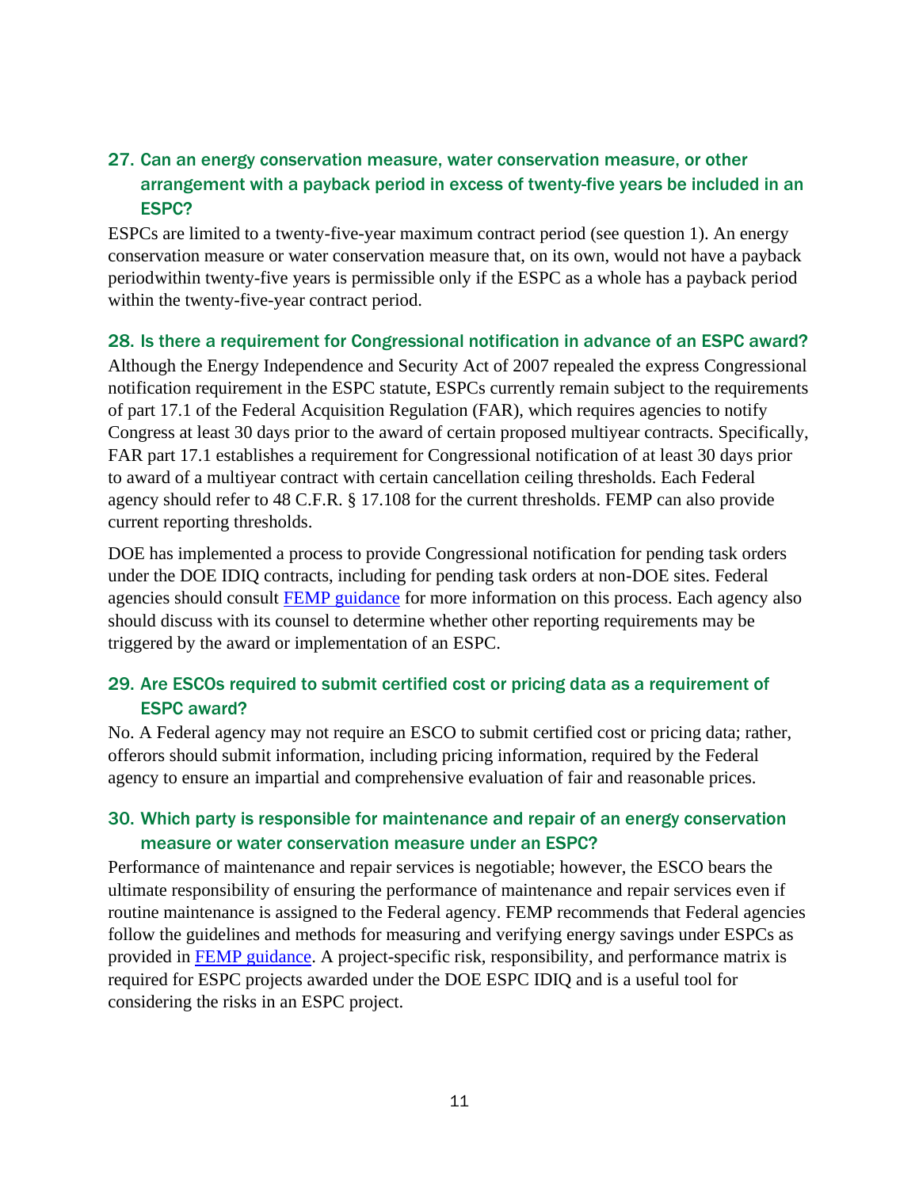## 27. Can an energy conservation measure, water conservation measure, or other arrangement with a payback period in excess of twenty-five years be included in an ESPC?

ESPCs are limited to a twenty-five-year maximum contract period (see question 1). An energy conservation measure or water conservation measure that, on its own, would not have a payback periodwithin twenty-five years is permissible only if the ESPC as a whole has a payback period within the twenty-five-year contract period.

## 28. Is there a requirement for Congressional notification in advance of an ESPC award?

Although the Energy Independence and Security Act of 2007 repealed the express Congressional notification requirement in the ESPC statute, ESPCs currently remain subject to the requirements of part 17.1 of the Federal Acquisition Regulation (FAR), which requires agencies to notify Congress at least 30 days prior to the award of certain proposed multiyear contracts. Specifically, FAR part 17.1 establishes a requirement for Congressional notification of at least 30 days prior to award of a multiyear contract with certain cancellation ceiling thresholds. Each Federal agency should refer to 48 C.F.R. § 17.108 for the current thresholds. FEMP can also provide current reporting thresholds.

DOE has implemented a process to provide Congressional notification for pending task orders under the DOE IDIQ contracts, including for pending task orders at non-DOE sites. Federal agencies should consult [FEMP guidance] for more information on this process. Each agency also should discuss with its counsel to determine whether other reporting requirements may be triggered by the award or implementation of an ESPC.

## 29. Are ESCOs required to submit certified cost or pricing data as a requirement of ESPC award?

No. A Federal agency may not require an ESCO to submit certified cost or pricing data; rather, offerors should submit information, including pricing information, required by the Federal agency to ensure an impartial and comprehensive evaluation of fair and reasonable prices.

## 30. Which party is responsible for maintenance and repair of an energy conservation measure or water conservation measure under an ESPC?

Performance of maintenance and repair services is negotiable; however, the ESCO bears the ultimate responsibility of ensuring the performance of maintenance and repair services even if routine maintenance is assigned to the Federal agency. FEMP recommends that Federal agencies follow the guidelines and methods for measuring and verifying energy savings under ESPCs as provided in [FEMP guidance]. A project-specific risk, responsibility, and performance matrix is required for ESPC projects awarded under the DOE ESPC IDIQ and is a useful tool for considering the risks in an ESPC project.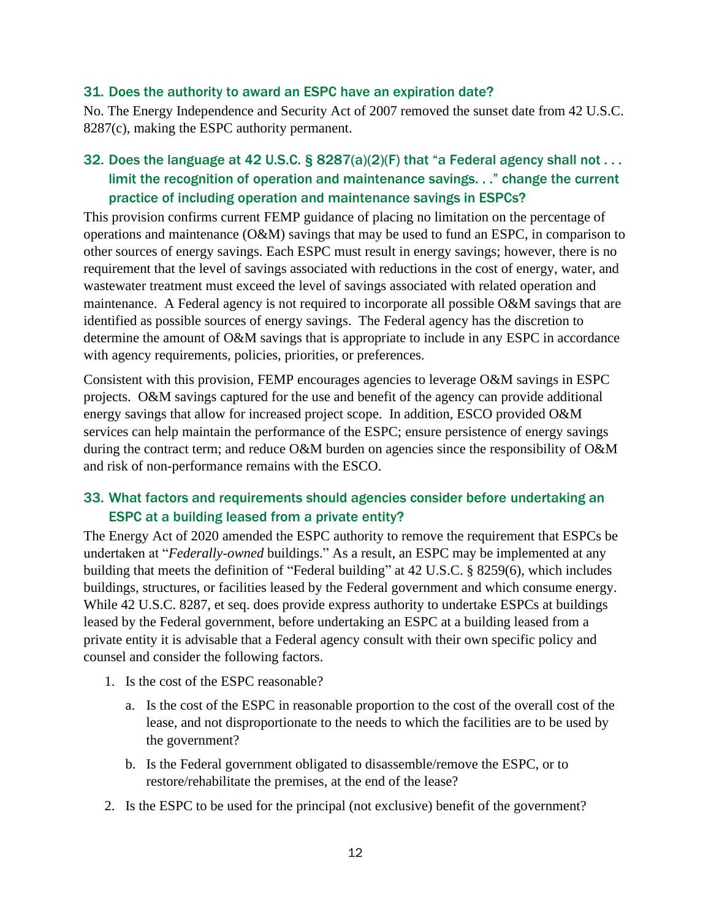### 31. Does the authority to award an ESPC have an expiration date?

No. The Energy Independence and Security Act of 2007 removed the sunset date from 42 U.S.C. 8287(c), making the ESPC authority permanent.

### 32. Does the language at 42 U.S.C. § 8287(a)(2)(F) that "a Federal agency shall not . . . limit the recognition of operation and maintenance savings. . ." change the current practice of including operation and maintenance savings in ESPCs?

This provision confirms current FEMP guidance of placing no limitation on the percentage of operations and maintenance (O&M) savings that may be used to fund an ESPC, in comparison to other sources of energy savings. Each ESPC must result in energy savings; however, there is no requirement that the level of savings associated with reductions in the cost of energy, water, and wastewater treatment must exceed the level of savings associated with related operation and maintenance. A Federal agency is not required to incorporate all possible O&M savings that are identified as possible sources of energy savings. The Federal agency has the discretion to determine the amount of O&M savings that is appropriate to include in any ESPC in accordance with agency requirements, policies, priorities, or preferences.

Consistent with this provision, FEMP encourages agencies to leverage O&M savings in ESPC projects. O&M savings captured for the use and benefit of the agency can provide additional energy savings that allow for increased project scope. In addition, ESCO provided O&M services can help maintain the performance of the ESPC; ensure persistence of energy savings during the contract term; and reduce O&M burden on agencies since the responsibility of O&M and risk of non-performance remains with the ESCO.

### 33. What factors and requirements should agencies consider before undertaking an ESPC at a building leased from a private entity?

The Energy Act of 2020 amended the ESPC authority to remove the requirement that ESPCs be undertaken at "*Federally-owned* buildings." As a result, an ESPC may be implemented at any building that meets the definition of "Federal building" at 42 U.S.C. § 8259(6), which includes buildings, structures, or facilities leased by the Federal government and which consume energy. While 42 U.S.C. 8287, et seq. does provide express authority to undertake ESPCs at buildings leased by the Federal government, before undertaking an ESPC at a building leased from a private entity it is advisable that a Federal agency consult with their own specific policy and counsel and consider the following factors.

1. Is the cost of the ESPC reasonable?
   a. Is the cost of the ESPC in reasonable proportion to the cost of the overall cost of the lease, and not disproportionate to the needs to which the facilities are to be used by the government?
   b. Is the Federal government obligated to disassemble/remove the ESPC, or to restore/rehabilitate the premises, at the end of the lease?
2. Is the ESPC to be used for the principal (not exclusive) benefit of the government?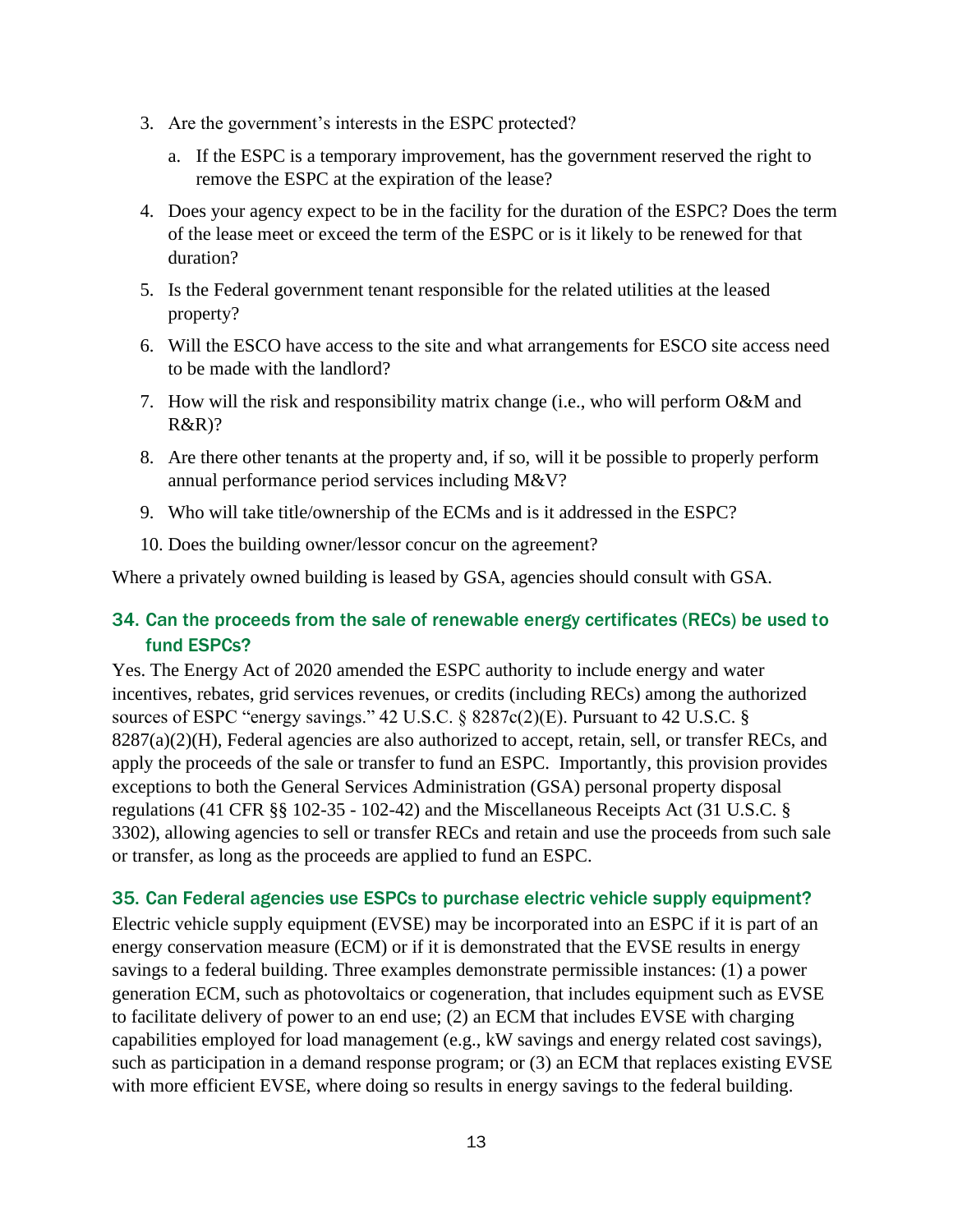3. Are the government's interests in the ESPC protected?
   a. If the ESPC is a temporary improvement, has the government reserved the right to remove the ESPC at the expiration of the lease?
4. Does your agency expect to be in the facility for the duration of the ESPC? Does the term of the lease meet or exceed the term of the ESPC or is it likely to be renewed for that duration?
5. Is the Federal government tenant responsible for the related utilities at the leased property?
6. Will the ESCO have access to the site and what arrangements for ESCO site access need to be made with the landlord?
7. How will the risk and responsibility matrix change (i.e., who will perform O&M and R&R)?
8. Are there other tenants at the property and, if so, will it be possible to properly perform annual performance period services including M&V?
9. Who will take title/ownership of the ECMs and is it addressed in the ESPC?
10. Does the building owner/lessor concur on the agreement?

Where a privately owned building is leased by GSA, agencies should consult with GSA.

### 34. Can the proceeds from the sale of renewable energy certificates (RECs) be used to fund ESPCs?

Yes. The Energy Act of 2020 amended the ESPC authority to include energy and water incentives, rebates, grid services revenues, or credits (including RECs) among the authorized sources of ESPC "energy savings." 42 U.S.C. § 8287c(2)(E). Pursuant to 42 U.S.C. § 8287(a)(2)(H), Federal agencies are also authorized to accept, retain, sell, or transfer RECs, and apply the proceeds of the sale or transfer to fund an ESPC. Importantly, this provision provides exceptions to both the General Services Administration (GSA) personal property disposal regulations (41 CFR §§ 102-35 - 102-42) and the Miscellaneous Receipts Act (31 U.S.C. § 3302), allowing agencies to sell or transfer RECs and retain and use the proceeds from such sale or transfer, as long as the proceeds are applied to fund an ESPC.

### 35. Can Federal agencies use ESPCs to purchase electric vehicle supply equipment?

Electric vehicle supply equipment (EVSE) may be incorporated into an ESPC if it is part of an energy conservation measure (ECM) or if it is demonstrated that the EVSE results in energy savings to a federal building. Three examples demonstrate permissible instances: (1) a power generation ECM, such as photovoltaics or cogeneration, that includes equipment such as EVSE to facilitate delivery of power to an end use; (2) an ECM that includes EVSE with charging capabilities employed for load management (e.g., kW savings and energy related cost savings), such as participation in a demand response program; or (3) an ECM that replaces existing EVSE with more efficient EVSE, where doing so results in energy savings to the federal building.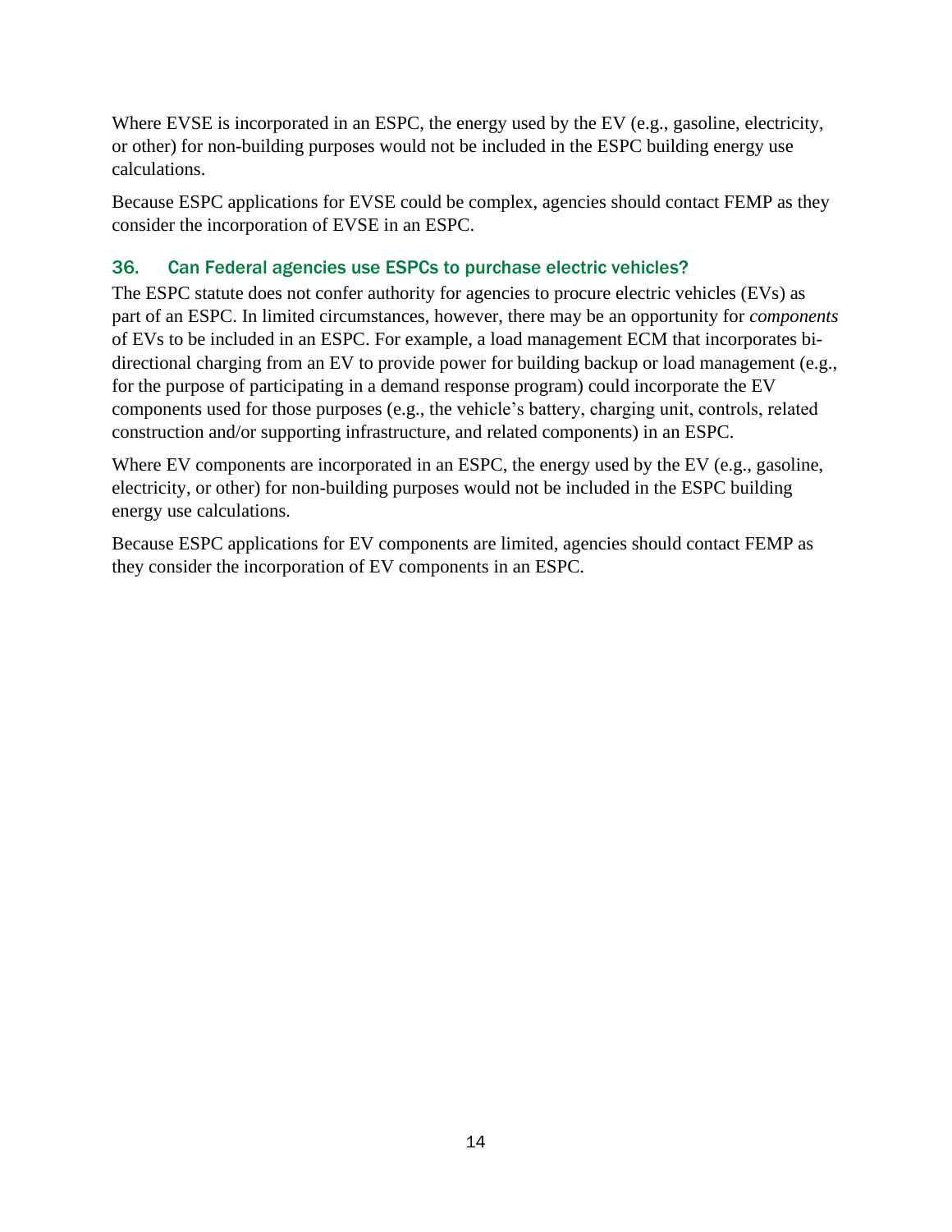Where EVSE is incorporated in an ESPC, the energy used by the EV (e.g., gasoline, electricity, or other) for non-building purposes would not be included in the ESPC building energy use calculations.

Because ESPC applications for EVSE could be complex, agencies should contact FEMP as they consider the incorporation of EVSE in an ESPC.

### 36. Can Federal agencies use ESPCs to purchase electric vehicles?

The ESPC statute does not confer authority for agencies to procure electric vehicles (EVs) as part of an ESPC. In limited circumstances, however, there may be an opportunity for *components* of EVs to be included in an ESPC. For example, a load management ECM that incorporates bi-directional charging from an EV to provide power for building backup or load management (e.g., for the purpose of participating in a demand response program) could incorporate the EV components used for those purposes (e.g., the vehicle's battery, charging unit, controls, related construction and/or supporting infrastructure, and related components) in an ESPC.

Where EV components are incorporated in an ESPC, the energy used by the EV (e.g., gasoline, electricity, or other) for non-building purposes would not be included in the ESPC building energy use calculations.

Because ESPC applications for EV components are limited, agencies should contact FEMP as they consider the incorporation of EV components in an ESPC.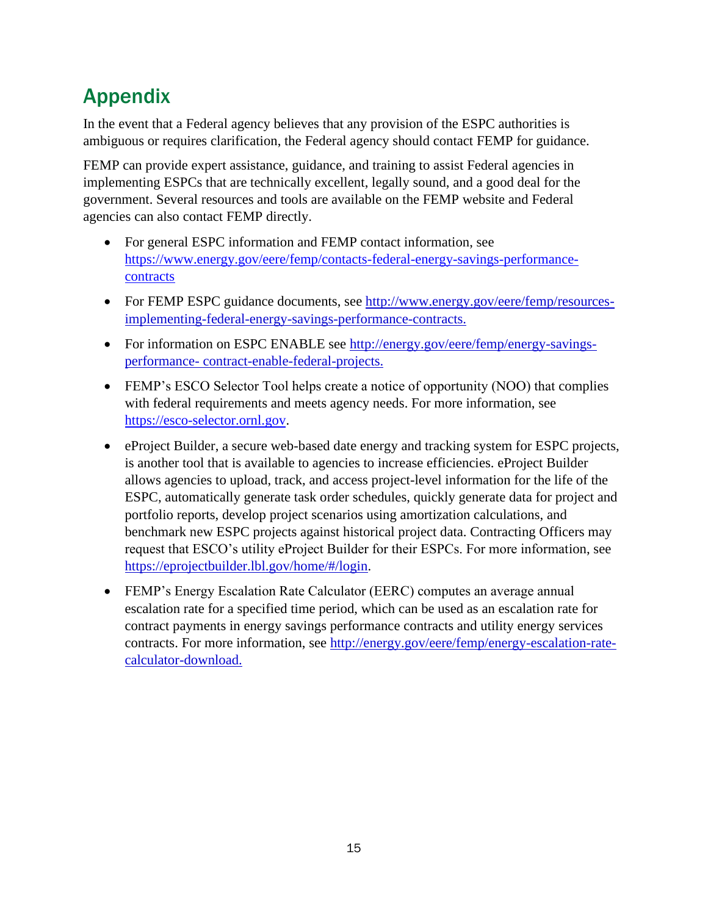# Appendix

In the event that a Federal agency believes that any provision of the ESPC authorities is ambiguous or requires clarification, the Federal agency should contact FEMP for guidance.

FEMP can provide expert assistance, guidance, and training to assist Federal agencies in implementing ESPCs that are technically excellent, legally sound, and a good deal for the government. Several resources and tools are available on the FEMP website and Federal agencies can also contact FEMP directly.

- For general ESPC information and FEMP contact information, see https://www.energy.gov/eere/femp/contacts-federal-energy-savings-performance-contracts
- For FEMP ESPC guidance documents, see http://www.energy.gov/eere/femp/resources-implementing-federal-energy-savings-performance-contracts.
- For information on ESPC ENABLE see http://energy.gov/eere/femp/energy-savings-performance- contract-enable-federal-projects.
- FEMP's ESCO Selector Tool helps create a notice of opportunity (NOO) that complies with federal requirements and meets agency needs. For more information, see https://esco-selector.ornl.gov.
- eProject Builder, a secure web-based date energy and tracking system for ESPC projects, is another tool that is available to agencies to increase efficiencies. eProject Builder allows agencies to upload, track, and access project-level information for the life of the ESPC, automatically generate task order schedules, quickly generate data for project and portfolio reports, develop project scenarios using amortization calculations, and benchmark new ESPC projects against historical project data. Contracting Officers may request that ESCO's utility eProject Builder for their ESPCs. For more information, see https://eprojectbuilder.lbl.gov/home/#/login.
- FEMP's Energy Escalation Rate Calculator (EERC) computes an average annual escalation rate for a specified time period, which can be used as an escalation rate for contract payments in energy savings performance contracts and utility energy services contracts. For more information, see http://energy.gov/eere/femp/energy-escalation-rate-calculator-download.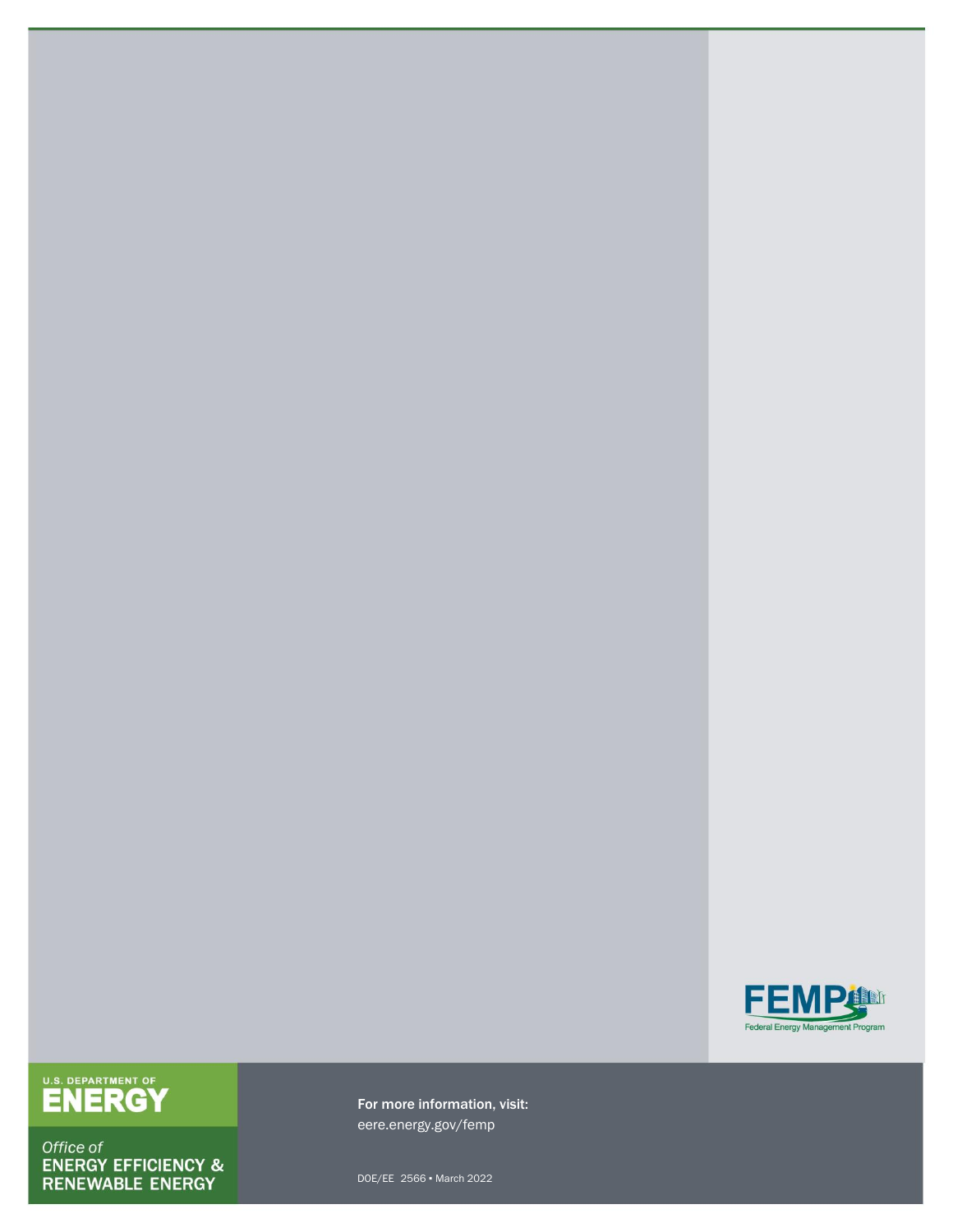FEMP

Federal Energy Management Program

U.S. DEPARTMENT OF ENERGY

Office of ENERGY EFFICIENCY & RENEWABLE ENERGY

**For more information, visit:**
eere.energy.gov/femp

DOE/EE 2566 • March 2022